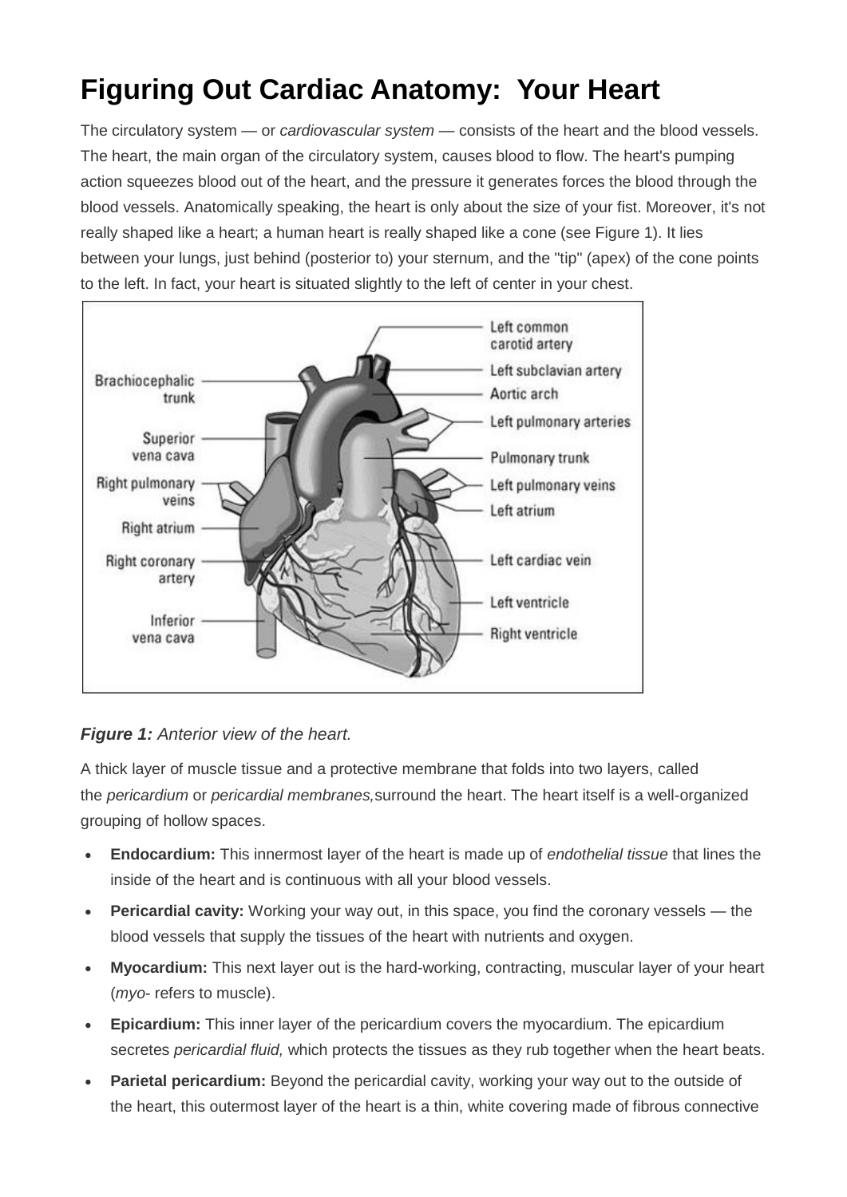# Figuring Out Cardiac Anatomy: Your Heart

The circulatory system — or *cardiovascular system* — consists of the heart and the blood vessels. The heart, the main organ of the circulatory system, causes blood to flow. The heart's pumping action squeezes blood out of the heart, and the pressure it generates forces the blood through the blood vessels. Anatomically speaking, the heart is only about the size of your fist. Moreover, it's not really shaped like a heart; a human heart is really shaped like a cone (see Figure 1). It lies between your lungs, just behind (posterior to) your sternum, and the "tip" (apex) of the cone points to the left. In fact, your heart is situated slightly to the left of center in your chest.

***Figure 1:*** *Anterior view of the heart.*

A thick layer of muscle tissue and a protective membrane that folds into two layers, called the *pericardium* or *pericardial membranes,* surround the heart. The heart itself is a well-organized grouping of hollow spaces.

- **Endocardium:** This innermost layer of the heart is made up of *endothelial tissue* that lines the inside of the heart and is continuous with all your blood vessels.
- **Pericardial cavity:** Working your way out, in this space, you find the coronary vessels — the blood vessels that supply the tissues of the heart with nutrients and oxygen.
- **Myocardium:** This next layer out is the hard-working, contracting, muscular layer of your heart (*myo-* refers to muscle).
- **Epicardium:** This inner layer of the pericardium covers the myocardium. The epicardium secretes *pericardial fluid,* which protects the tissues as they rub together when the heart beats.
- **Parietal pericardium:** Beyond the pericardial cavity, working your way out to the outside of the heart, this outermost layer of the heart is a thin, white covering made of fibrous connective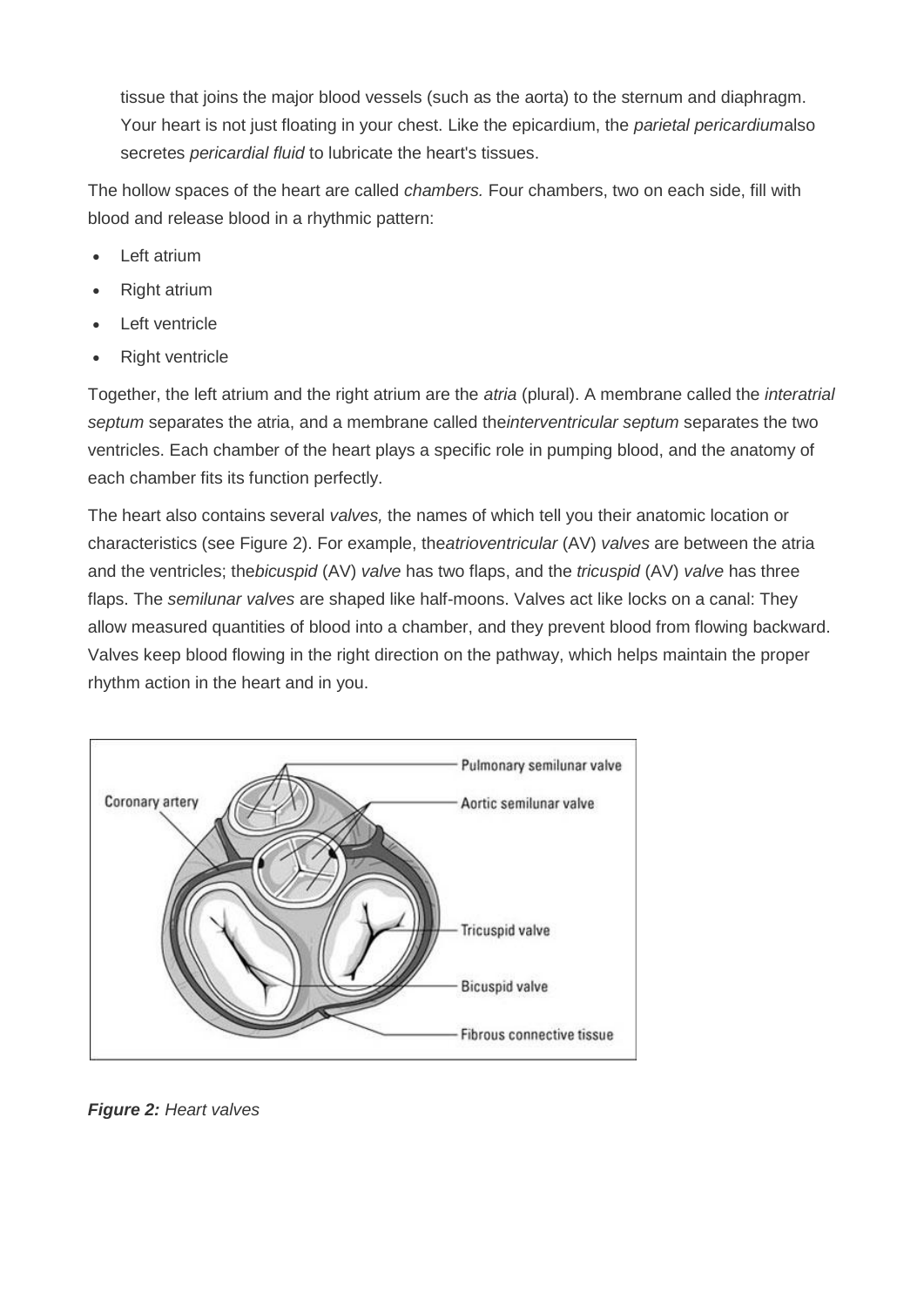tissue that joins the major blood vessels (such as the aorta) to the sternum and diaphragm. Your heart is not just floating in your chest. Like the epicardium, the *parietal pericardium*also secretes *pericardial fluid* to lubricate the heart's tissues.

The hollow spaces of the heart are called *chambers.* Four chambers, two on each side, fill with blood and release blood in a rhythmic pattern:

- Left atrium
- Right atrium
- Left ventricle
- Right ventricle

Together, the left atrium and the right atrium are the *atria* (plural). A membrane called the *interatrial septum* separates the atria, and a membrane called the*interventricular septum* separates the two ventricles. Each chamber of the heart plays a specific role in pumping blood, and the anatomy of each chamber fits its function perfectly.

The heart also contains several *valves,* the names of which tell you their anatomic location or characteristics (see Figure 2). For example, the*atrioventricular* (AV) *valves* are between the atria and the ventricles; the*bicuspid* (AV) *valve* has two flaps, and the *tricuspid* (AV) *valve* has three flaps. The *semilunar valves* are shaped like half-moons. Valves act like locks on a canal: They allow measured quantities of blood into a chamber, and they prevent blood from flowing backward. Valves keep blood flowing in the right direction on the pathway, which helps maintain the proper rhythm action in the heart and in you.

Coronary artery

Pulmonary semilunar valve

Aortic semilunar valve

Tricuspid valve

Bicuspid valve

Fibrous connective tissue

***Figure 2:*** *Heart valves*